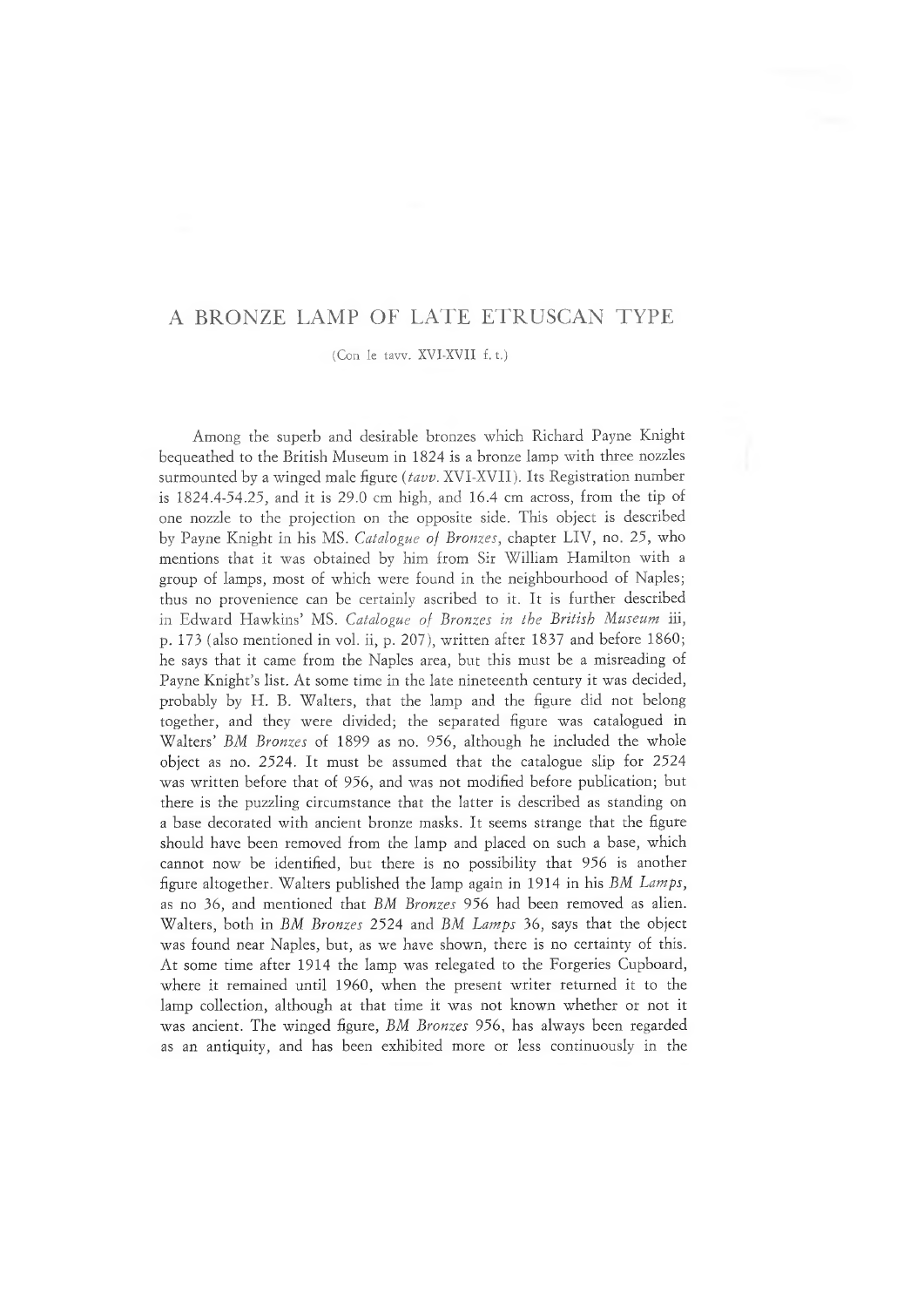# A BRONZE LAMP OF LATE ETRUSCAN TYPE

(Con le tavv. XVI-XVII f. t.)

Among the superb and desirable bronzes which Richard Payne Knight bequeathed to the British Museum in 1824 is a bronze lamp with three nozzles surmounted by a winged male figure (*tavv.* XVI-XVII). Its Registration number is 1824.4-54.25, and it is 29.0 cm high, and 16.4 cm across, from the tip of one nozzle to the projection on the opposite side. This object is described by Payne Knight in his MS. *Catalogue of Bronzes*, chapter LIV, no. 25, who mentions that it was obtained by him from Sir William Hamilton with a group of lamps, most of which were found in the neighbourhood of Naples; thus no provenience can be certainly ascribed to it. It is further described in Edward Hawkins' MS. *Catalogue of Bronzes in the British Museum* iii, p. 173 (also mentioned in vol. ii, p. 207), written after 1837 and before 1860; he says that it came from the Naples area, but this must be a misreading of Payne Knight's list. At some time in the late nineteenth century it was decided, probably by H. B. Walters, that the lamp and the figure did not belong together, and they were divided; the separated figure was catalogued in Walters' *BM Bronzes* of 1899 as no. 956, although he included the whole object as no. 2524. It must be assumed that the catalogue slip for 2524 was written before that of 956, and was not modified before publication; but there is the puzzling circumstance that the latter is described as standing on a base decorated with ancient bronze masks. It seems strange that the figure should have been removed from the lamp and placed on such a base, which cannot now be identified, but there is no possibility that 956 is another figure altogether. Walters published the lamp again in 1914 in his *BM Lamps*, as no 36, and mentioned that *BM Bronzes* 956 had been removed as alien. Walters, both in *BM Bronzes* 2524 and *BM Lamps* 36, says that the object was found near Naples, but, as we have shown, there is no certainty of this. At some time after 1914 the lamp was relegated to the Forgeries Cupboard, where it remained until 1960, when the present writer returned it to the lamp collection, although at that time it was not known whether or not it was ancient. The winged figure, *BM Bronzes* 956, has always been regarded as an antiquity, and has been exhibited more or less continuously in the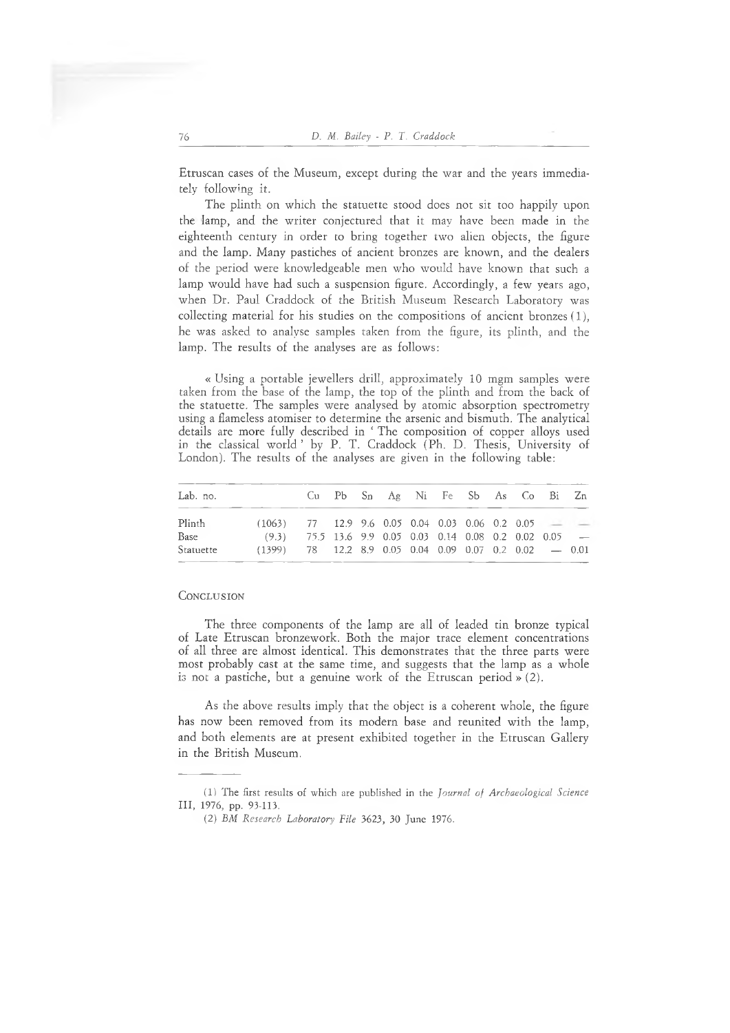Etruscan cases of the Museum, except during the war and the years immediately following it.

The plinth on which the statuette stood does not sit too happily upon the lamp, and the writer conjectured that it may have been made in the eighteenth century in order to bring together two alien objects, the figure and the lamp. Many pastiches of ancient bronzes are known, and the dealers of the period were knowledgeable men who would have known that such a lamp would have had such a suspension figure. Accordingly, a few years ago, when Dr. Paul Craddock of the British Museum Research Laboratory was collecting material for his studies on the compositions of ancient bronzes (1), he was asked to analyse samples taken from the figure, its plinth, and the lamp. The results of the analyses are as follows:

« Using a portable jewellers drill, approximately 10 mgm samples were taken from the base of the lamp, the top of the plinth and from the back of the statuette. The samples were analysed by atomic absorption spectrometry using a flameless atomiser to determine the arsenic and bismuth. The analytical details are more fully described in ' The composition of copper alloys used in the classical world ' by P. T. Craddock (Ph. D. Thesis, University of London). The results of the analyses are given in the following table:

| Lab. no. | | Cu | Pb | Sn | Ag | Ni | Fe | Sb | As | Co | Bi | Zn |
|---|---|---|---|---|---|---|---|---|---|---|---|---|
| Plinth | (1063) | 77 | 12.9 | 9.6 | 0.05 | 0.04 | 0.03 | 0.06 | 0.2 | 0.05 | — | — |
| Base | (9.3) | 75.5 | 13.6 | 9.9 | 0.05 | 0.03 | 0.14 | 0.08 | 0.2 | 0.02 | 0.05 | — |
| Statuette | (1399) | 78 | 12.2 | 8.9 | 0.05 | 0.04 | 0.09 | 0.07 | 0.2 | 0.02 | — | 0.01 |

## Conclusion

The three components of the lamp are all of leaded tin bronze typical of Late Etruscan bronzework. Both the major trace element concentrations of all three are almost identical. This demonstrates that the three parts were most probably cast at the same time, and suggests that the lamp as a whole is not a pastiche, but a genuine work of the Etruscan period » (2).

As the above results imply that the object is a coherent whole, the figure has now been removed from its modern base and reunited with the lamp, and both elements are at present exhibited together in the Etruscan Gallery in the British Museum.

---

(1) The first results of which are published in the *Journal of Archaeological Science* III, 1976, pp. 93-113.

(2) *BM Research Laboratory File* 3623, 30 June 1976.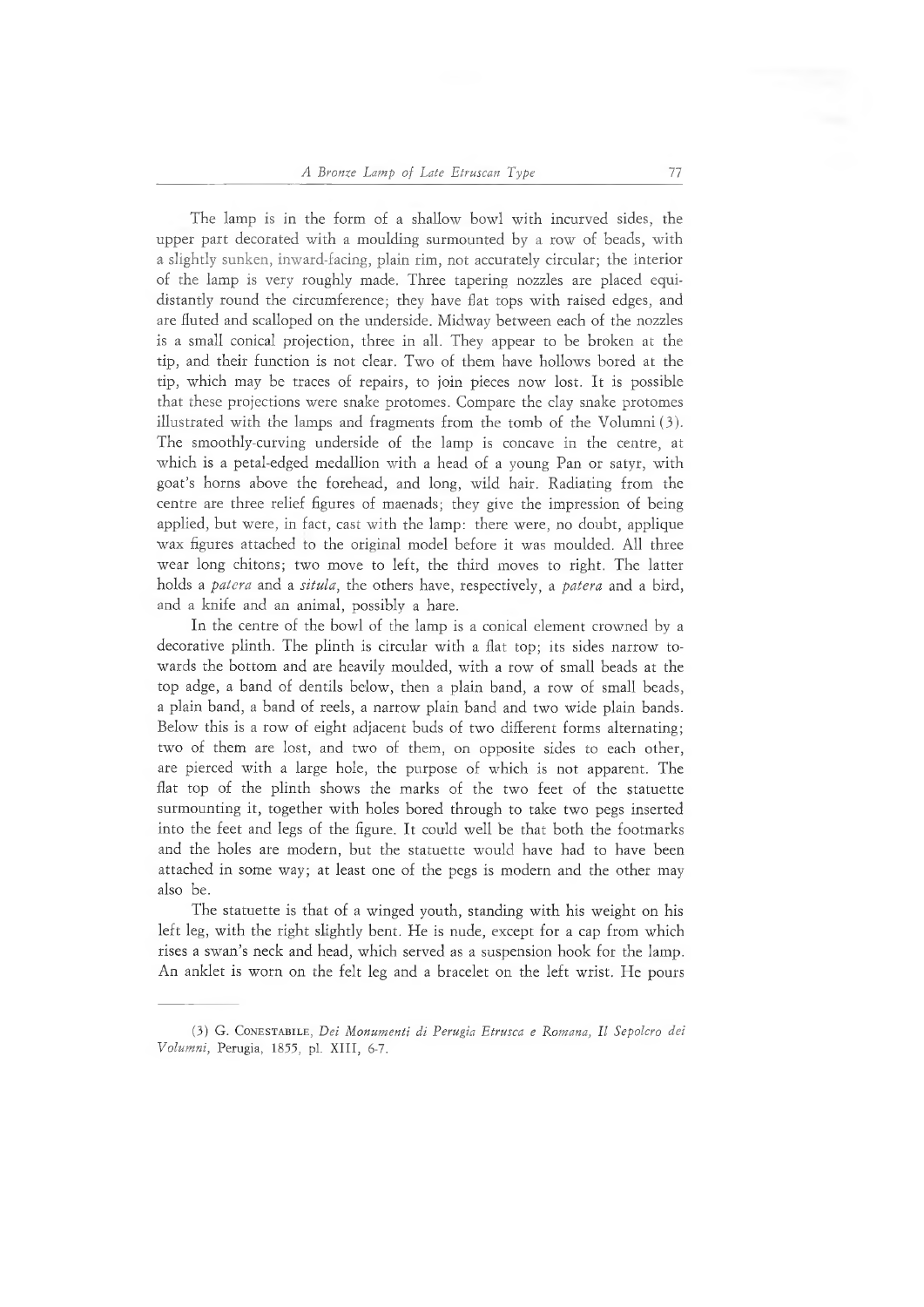The lamp is in the form of a shallow bowl with incurved sides, the upper part decorated with a moulding surmounted by a row of beads, with a slightly sunken, inward-facing, plain rim, not accurately circular; the interior of the lamp is very roughly made. Three tapering nozzles are placed equidistantly round the circumference; they have flat tops with raised edges, and are fluted and scalloped on the underside. Midway between each of the nozzles is a small conical projection, three in all. They appear to be broken at the tip, and their function is not clear. Two of them have hollows bored at the tip, which may be traces of repairs, to join pieces now lost. It is possible that these projections were snake protomes. Compare the clay snake protomes illustrated with the lamps and fragments from the tomb of the Volumni (3). The smoothly-curving underside of the lamp is concave in the centre, at which is a petal-edged medallion with a head of a young Pan or satyr, with goat's horns above the forehead, and long, wild hair. Radiating from the centre are three relief figures of maenads; they give the impression of being applied, but were, in fact, cast with the lamp: there were, no doubt, applique wax figures attached to the original model before it was moulded. All three wear long chitons; two move to left, the third moves to right. The latter holds a *patera* and a *situla*, the others have, respectively, a *patera* and a bird, and a knife and an animal, possibly a hare.

In the centre of the bowl of the lamp is a conical element crowned by a decorative plinth. The plinth is circular with a flat top; its sides narrow towards the bottom and are heavily moulded, with a row of small beads at the top adge, a band of dentils below, then a plain band, a row of small beads, a plain band, a band of reels, a narrow plain band and two wide plain bands. Below this is a row of eight adjacent buds of two different forms alternating; two of them are lost, and two of them, on opposite sides to each other, are pierced with a large hole, the purpose of which is not apparent. The flat top of the plinth shows the marks of the two feet of the statuette surmounting it, together with holes bored through to take two pegs inserted into the feet and legs of the figure. It could well be that both the footmarks and the holes are modern, but the statuette would have had to have been attached in some way; at least one of the pegs is modern and the other may also be.

The statuette is that of a winged youth, standing with his weight on his left leg, with the right slightly bent. He is nude, except for a cap from which rises a swan's neck and head, which served as a suspension hook for the lamp. An anklet is worn on the felt leg and a bracelet on the left wrist. He pours

---

(3) G. Conestabile, *Dei Monumenti di Perugia Etrusca e Romana, Il Sepolcro dei Volumni*, Perugia, 1855, pl. XIII, 6-7.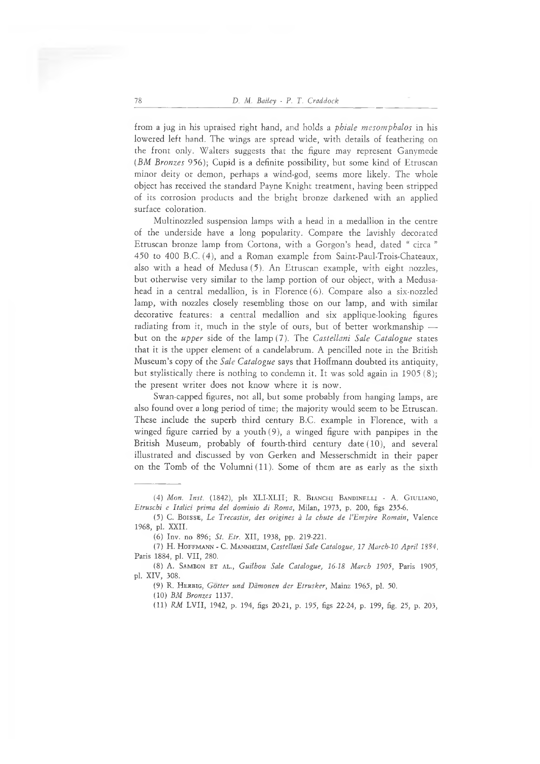from a jug in his upraised right hand, and holds a *phiale mesomphalos* in his lowered left hand. The wings are spread wide, with details of feathering on the front only. Walters suggests that the figure may represent Ganymede (*BM Bronzes* 956); Cupid is a definite possibility, but some kind of Etruscan minor deity or demon, perhaps a wind-god, seems more likely. The whole object has received the standard Payne Knight treatment, having been stripped of its corrosion products and the bright bronze darkened with an applied surface coloration.

Multinozzled suspension lamps with a head in a medallion in the centre of the underside have a long popularity. Compare the lavishly decorated Etruscan bronze lamp from Cortona, with a Gorgon's head, dated " circa " 450 to 400 B.C. (4), and a Roman example from Saint-Paul-Trois-Chateaux, also with a head of Medusa (5). An Etruscan example, with eight nozzles, but otherwise very similar to the lamp portion of our object, with a Medusa-head in a central medallion, is in Florence (6). Compare also a six-nozzled lamp, with nozzles closely resembling those on our lamp, and with similar decorative features: a central medallion and six applique-looking figures radiating from it, much in the style of ours, but of better workmanship — but on the *upper* side of the lamp (7). The *Castellani Sale Catalogue* states that it is the upper element of a candelabrum. A pencilled note in the British Museum's copy of the *Sale Catalogue* says that Hoffmann doubted its antiquity, but stylistically there is nothing to condemn it. It was sold again in 1905 (8); the present writer does not know where it is now.

Swan-capped figures, not all, but some probably from hanging lamps, are also found over a long period of time; the majority would seem to be Etruscan. These include the superb third century B.C. example in Florence, with a winged figure carried by a youth (9), a winged figure with panpipes in the British Museum, probably of fourth-third century date (10), and several illustrated and discussed by von Gerken and Messerschmidt in their paper on the Tomb of the Volumni (11). Some of them are as early as the sixth

---

(4) *Mon. Inst.* (1842), pls XLI-XLII; R. Bianchi Bandinelli - A. Giuliano, *Etruschi e Italici prima del dominio di Roma*, Milan, 1973, p. 200, figs 235-6.

(5) C. Boisse, *Le Trecastin, des origines à la chute de l'Empire Romain*, Valence 1968, pl. XXII.

(6) Inv. no 896; *St. Etr.* XII, 1938, pp. 219-221.

(7) H. Hoffmann - C. Mannheim, *Castellani Sale Catalogue, 17 March-10 April 1884*, Paris 1884, pl. VII, 280.

(8) A. Sambon et al., *Guilhou Sale Catalogue, 16-18 March 1905*, Paris 1905, pl. XIV, 308.

(9) R. Herbig, *Götter und Dämonen der Etrusker*, Mainz 1965, pl. 50.

(10) *BM Bronzes* 1137.

(11) *RM* LVII, 1942, p. 194, figs 20-21, p. 195, figs 22-24, p. 199, fig. 25, p. 203,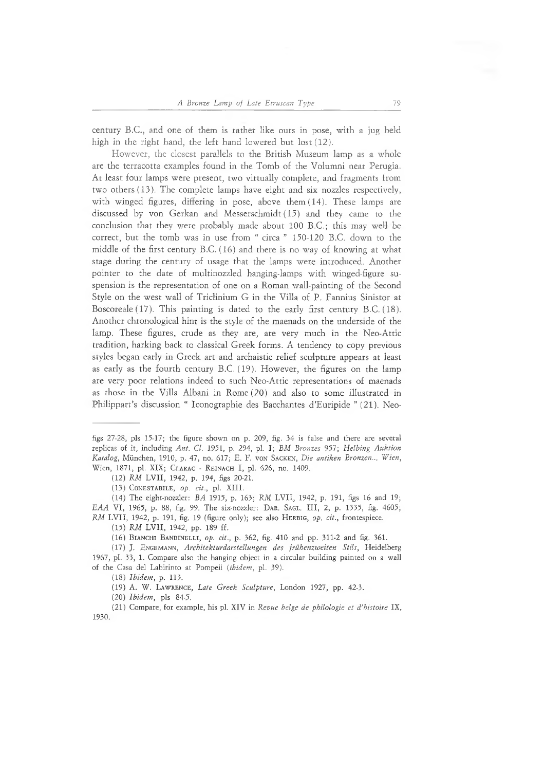century B.C., and one of them is rather like ours in pose, with a jug held high in the right hand, the left hand lowered but lost (12).

However, the closest parallels to the British Museum lamp as a whole are the terracotta examples found in the Tomb of the Volumni near Perugia. At least four lamps were present, two virtually complete, and fragments from two others (13). The complete lamps have eight and six nozzles respectively, with winged figures, differing in pose, above them (14). These lamps are discussed by von Gerkan and Messerschmidt (15) and they came to the conclusion that they were probably made about 100 B.C.; this may well be correct, but the tomb was in use from " circa " 150-120 B.C. down to the middle of the first century B.C. (16) and there is no way of knowing at what stage during the century of usage that the lamps were introduced. Another pointer to the date of multinozzled hanging-lamps with winged-figure suspension is the representation of one on a Roman wall-painting of the Second Style on the west wall of Triclinium G in the Villa of P. Fannius Sinistor at Boscoreale (17). This painting is dated to the early first century B.C. (18). Another chronological hint is the style of the maenads on the underside of the lamp. These figures, crude as they are, are very much in the Neo-Attic tradition, harking back to classical Greek forms. A tendency to copy previous styles began early in Greek art and archaistic relief sculpture appears at least as early as the fourth century B.C. (19). However, the figures on the lamp are very poor relations indeed to such Neo-Attic representations of maenads as those in the Villa Albani in Rome (20) and also to some illustrated in Philippart's discussion " Iconographie des Bacchantes d'Euripide " (21). Neo-

---

figs 27-28, pls 15-17; the figure shown on p. 209, fig. 34 is false and there are several replicas of it, including *Ant. Cl.* 1951, p. 294, pl. I; *BM Bronzes* 957; *Helbing Auktion Katalog*, München, 1910, p. 47, no. 617; E. F. von Sacken, *Die antiken Bronzen... Wien*, Wien, 1871, pl. XIX; Clarac - Reinach I, pl. 626, no. 1409.

(12) *RM* LVII, 1942, p. 194, figs 20-21.

(13) Conestabile, *op. cit.*, pl. XIII.

(14) The eight-nozzler: *BA* 1915, p. 163; *RM* LVII, 1942, p. 191, figs 16 and 19; *EAA* VI, 1965, p. 88, fig. 99. The six-nozzler: Dar. Sagl. III, 2, p. 1335, fig. 4605; *RM* LVII, 1942, p. 191, fig. 19 (figure only); see also Herbig, *op. cit.*, frontespiece.

(15) *RM* LVII, 1942, pp. 189 ff.

(16) Bianchi Bandinelli, *op. cit.*, p. 362, fig. 410 and pp. 311-2 and fig. 361.

(17) J. Engemann, *Architekturdarstellungen des frühenzweiten Stils*, Heidelberg 1967, pl. 33, 1. Compare also the hanging object in a circular building painted on a wall of the Casa del Labirinto at Pompeii (*ibidem*, pl. 39).

(18) *Ibidem*, p. 113.

(19) A. W. Lawrence, *Late Greek Sculpture*, London 1927, pp. 42-3.

(20) *Ibidem*, pls 84-5.

(21) Compare, for example, his pl. XIV in *Revue belge de philologie et d'histoire* IX, 1930.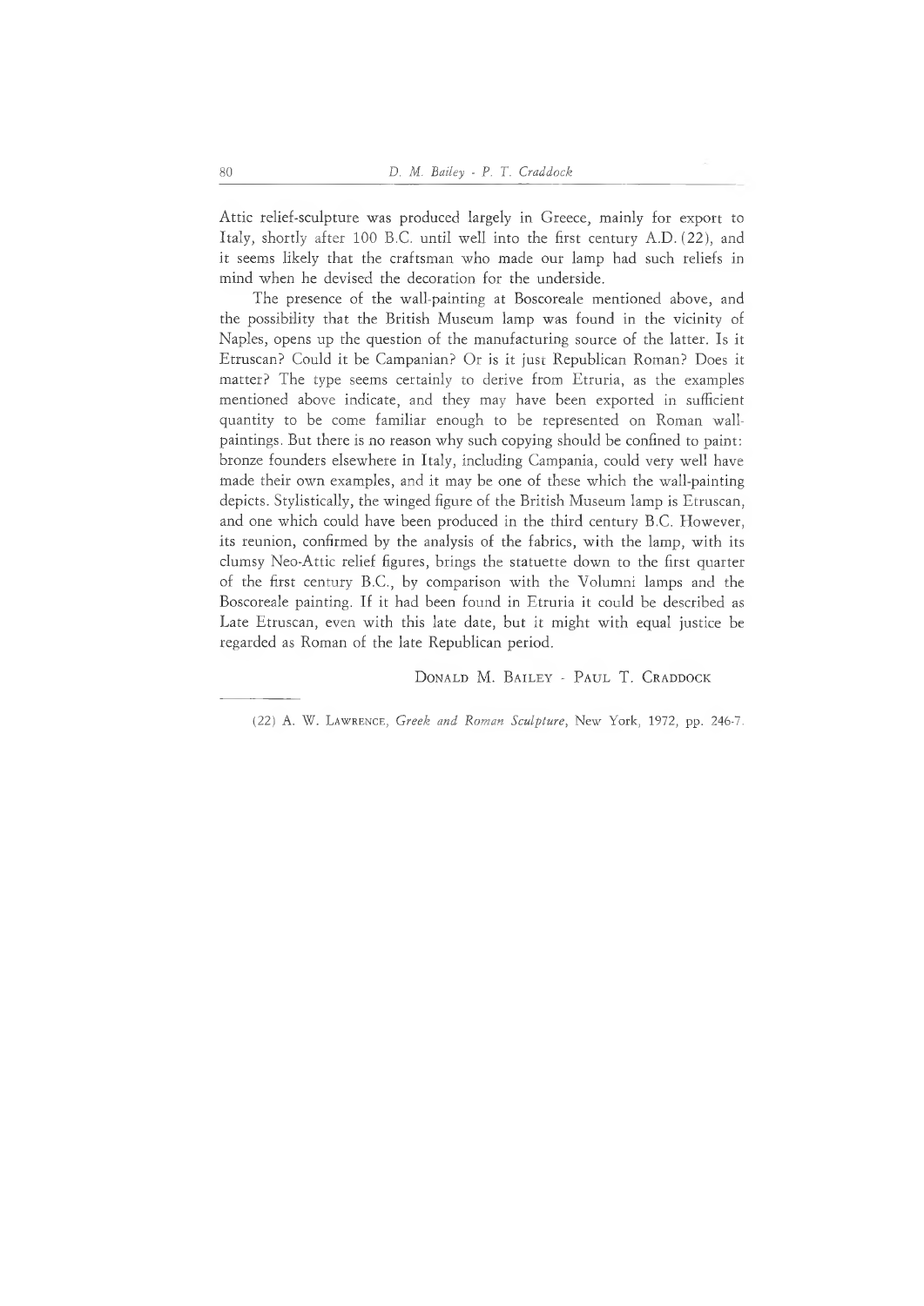Attic relief-sculpture was produced largely in Greece, mainly for export to Italy, shortly after 100 B.C. until well into the first century A.D. (22), and it seems likely that the craftsman who made our lamp had such reliefs in mind when he devised the decoration for the underside.

The presence of the wall-painting at Boscoreale mentioned above, and the possibility that the British Museum lamp was found in the vicinity of Naples, opens up the question of the manufacturing source of the latter. Is it Etruscan? Could it be Campanian? Or is it just Republican Roman? Does it matter? The type seems certainly to derive from Etruria, as the examples mentioned above indicate, and they may have been exported in sufficient quantity to be come familiar enough to be represented on Roman wall-paintings. But there is no reason why such copying should be confined to paint: bronze founders elsewhere in Italy, including Campania, could very well have made their own examples, and it may be one of these which the wall-painting depicts. Stylistically, the winged figure of the British Museum lamp is Etruscan, and one which could have been produced in the third century B.C. However, its reunion, confirmed by the analysis of the fabrics, with the lamp, with its clumsy Neo-Attic relief figures, brings the statuette down to the first quarter of the first century B.C., by comparison with the Volumni lamps and the Boscoreale painting. If it had been found in Etruria it could be described as Late Etruscan, even with this late date, but it might with equal justice be regarded as Roman of the late Republican period.

Donald M. Bailey - Paul T. Craddock

(22) A. W. Lawrence, *Greek and Roman Sculpture*, New York, 1972, pp. 246-7.